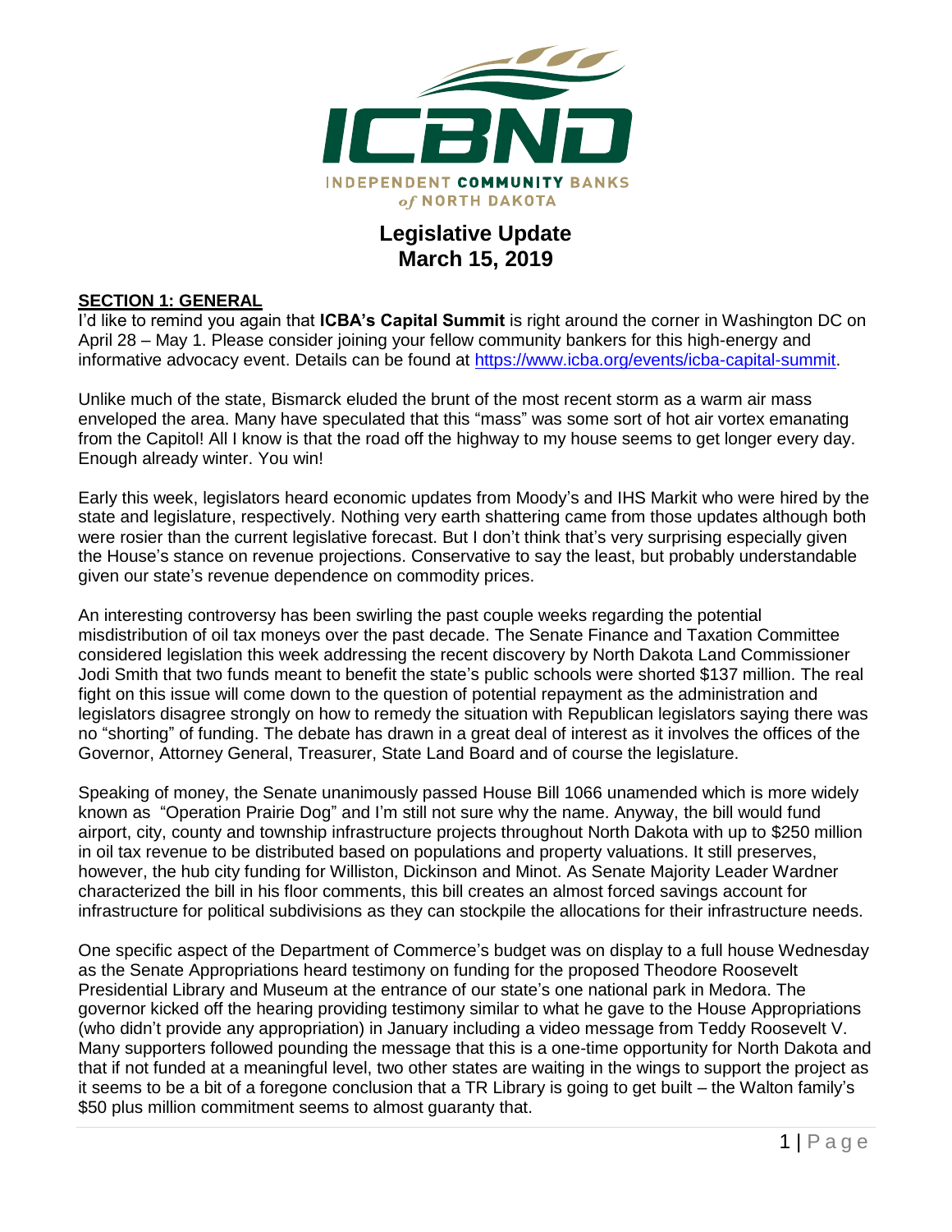ICBND

INDEPENDENT COMMUNITY BANKS of NORTH DAKOTA

# Legislative Update
## March 15, 2019

**SECTION 1: GENERAL**

I'd like to remind you again that **ICBA's Capital Summit** is right around the corner in Washington DC on April 28 – May 1. Please consider joining your fellow community bankers for this high-energy and informative advocacy event. Details can be found at [https://www.icba.org/events/icba-capital-summit](https://www.icba.org/events/icba-capital-summit).

Unlike much of the state, Bismarck eluded the brunt of the most recent storm as a warm air mass enveloped the area. Many have speculated that this "mass" was some sort of hot air vortex emanating from the Capitol! All I know is that the road off the highway to my house seems to get longer every day. Enough already winter. You win!

Early this week, legislators heard economic updates from Moody's and IHS Markit who were hired by the state and legislature, respectively. Nothing very earth shattering came from those updates although both were rosier than the current legislative forecast. But I don't think that's very surprising especially given the House's stance on revenue projections. Conservative to say the least, but probably understandable given our state's revenue dependence on commodity prices.

An interesting controversy has been swirling the past couple weeks regarding the potential misdistribution of oil tax moneys over the past decade. The Senate Finance and Taxation Committee considered legislation this week addressing the recent discovery by North Dakota Land Commissioner Jodi Smith that two funds meant to benefit the state's public schools were shorted $137 million. The real fight on this issue will come down to the question of potential repayment as the administration and legislators disagree strongly on how to remedy the situation with Republican legislators saying there was no "shorting" of funding. The debate has drawn in a great deal of interest as it involves the offices of the Governor, Attorney General, Treasurer, State Land Board and of course the legislature.

Speaking of money, the Senate unanimously passed House Bill 1066 unamended which is more widely known as "Operation Prairie Dog" and I'm still not sure why the name. Anyway, the bill would fund airport, city, county and township infrastructure projects throughout North Dakota with up to $250 million in oil tax revenue to be distributed based on populations and property valuations. It still preserves, however, the hub city funding for Williston, Dickinson and Minot. As Senate Majority Leader Wardner characterized the bill in his floor comments, this bill creates an almost forced savings account for infrastructure for political subdivisions as they can stockpile the allocations for their infrastructure needs.

One specific aspect of the Department of Commerce's budget was on display to a full house Wednesday as the Senate Appropriations heard testimony on funding for the proposed Theodore Roosevelt Presidential Library and Museum at the entrance of our state's one national park in Medora. The governor kicked off the hearing providing testimony similar to what he gave to the House Appropriations (who didn't provide any appropriation) in January including a video message from Teddy Roosevelt V. Many supporters followed pounding the message that this is a one-time opportunity for North Dakota and that if not funded at a meaningful level, two other states are waiting in the wings to support the project as it seems to be a bit of a foregone conclusion that a TR Library is going to get built – the Walton family's $50 plus million commitment seems to almost guaranty that.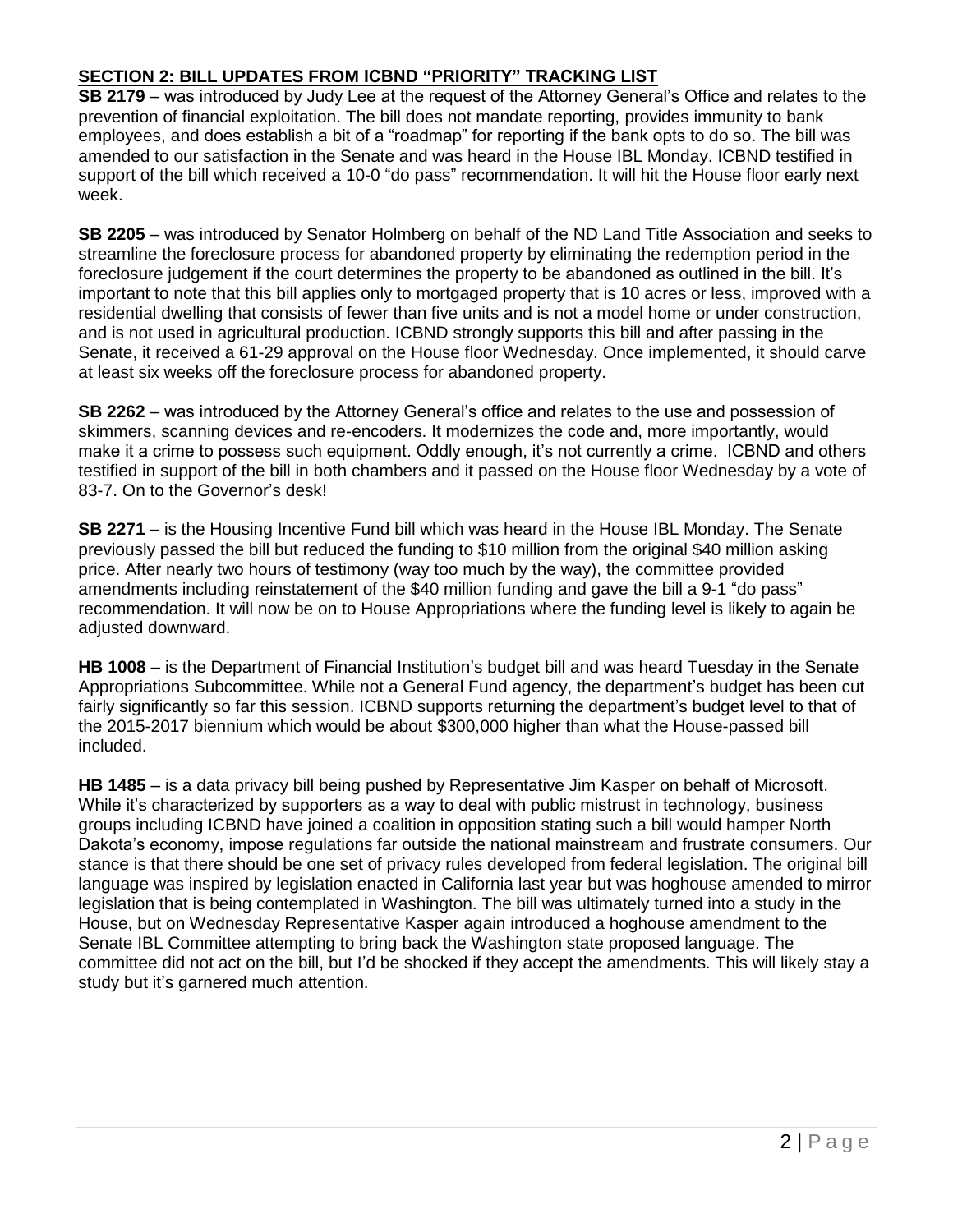## SECTION 2: BILL UPDATES FROM ICBND "PRIORITY" TRACKING LIST

**SB 2179** – was introduced by Judy Lee at the request of the Attorney General's Office and relates to the prevention of financial exploitation. The bill does not mandate reporting, provides immunity to bank employees, and does establish a bit of a "roadmap" for reporting if the bank opts to do so. The bill was amended to our satisfaction in the Senate and was heard in the House IBL Monday. ICBND testified in support of the bill which received a 10-0 "do pass" recommendation. It will hit the House floor early next week.

**SB 2205** – was introduced by Senator Holmberg on behalf of the ND Land Title Association and seeks to streamline the foreclosure process for abandoned property by eliminating the redemption period in the foreclosure judgement if the court determines the property to be abandoned as outlined in the bill. It's important to note that this bill applies only to mortgaged property that is 10 acres or less, improved with a residential dwelling that consists of fewer than five units and is not a model home or under construction, and is not used in agricultural production. ICBND strongly supports this bill and after passing in the Senate, it received a 61-29 approval on the House floor Wednesday. Once implemented, it should carve at least six weeks off the foreclosure process for abandoned property.

**SB 2262** – was introduced by the Attorney General's office and relates to the use and possession of skimmers, scanning devices and re-encoders. It modernizes the code and, more importantly, would make it a crime to possess such equipment. Oddly enough, it's not currently a crime. ICBND and others testified in support of the bill in both chambers and it passed on the House floor Wednesday by a vote of 83-7. On to the Governor's desk!

**SB 2271** – is the Housing Incentive Fund bill which was heard in the House IBL Monday. The Senate previously passed the bill but reduced the funding to $10 million from the original $40 million asking price. After nearly two hours of testimony (way too much by the way), the committee provided amendments including reinstatement of the $40 million funding and gave the bill a 9-1 "do pass" recommendation. It will now be on to House Appropriations where the funding level is likely to again be adjusted downward.

**HB 1008** – is the Department of Financial Institution's budget bill and was heard Tuesday in the Senate Appropriations Subcommittee. While not a General Fund agency, the department's budget has been cut fairly significantly so far this session. ICBND supports returning the department's budget level to that of the 2015-2017 biennium which would be about $300,000 higher than what the House-passed bill included.

**HB 1485** – is a data privacy bill being pushed by Representative Jim Kasper on behalf of Microsoft. While it's characterized by supporters as a way to deal with public mistrust in technology, business groups including ICBND have joined a coalition in opposition stating such a bill would hamper North Dakota's economy, impose regulations far outside the national mainstream and frustrate consumers. Our stance is that there should be one set of privacy rules developed from federal legislation. The original bill language was inspired by legislation enacted in California last year but was hoghouse amended to mirror legislation that is being contemplated in Washington. The bill was ultimately turned into a study in the House, but on Wednesday Representative Kasper again introduced a hoghouse amendment to the Senate IBL Committee attempting to bring back the Washington state proposed language. The committee did not act on the bill, but I'd be shocked if they accept the amendments. This will likely stay a study but it's garnered much attention.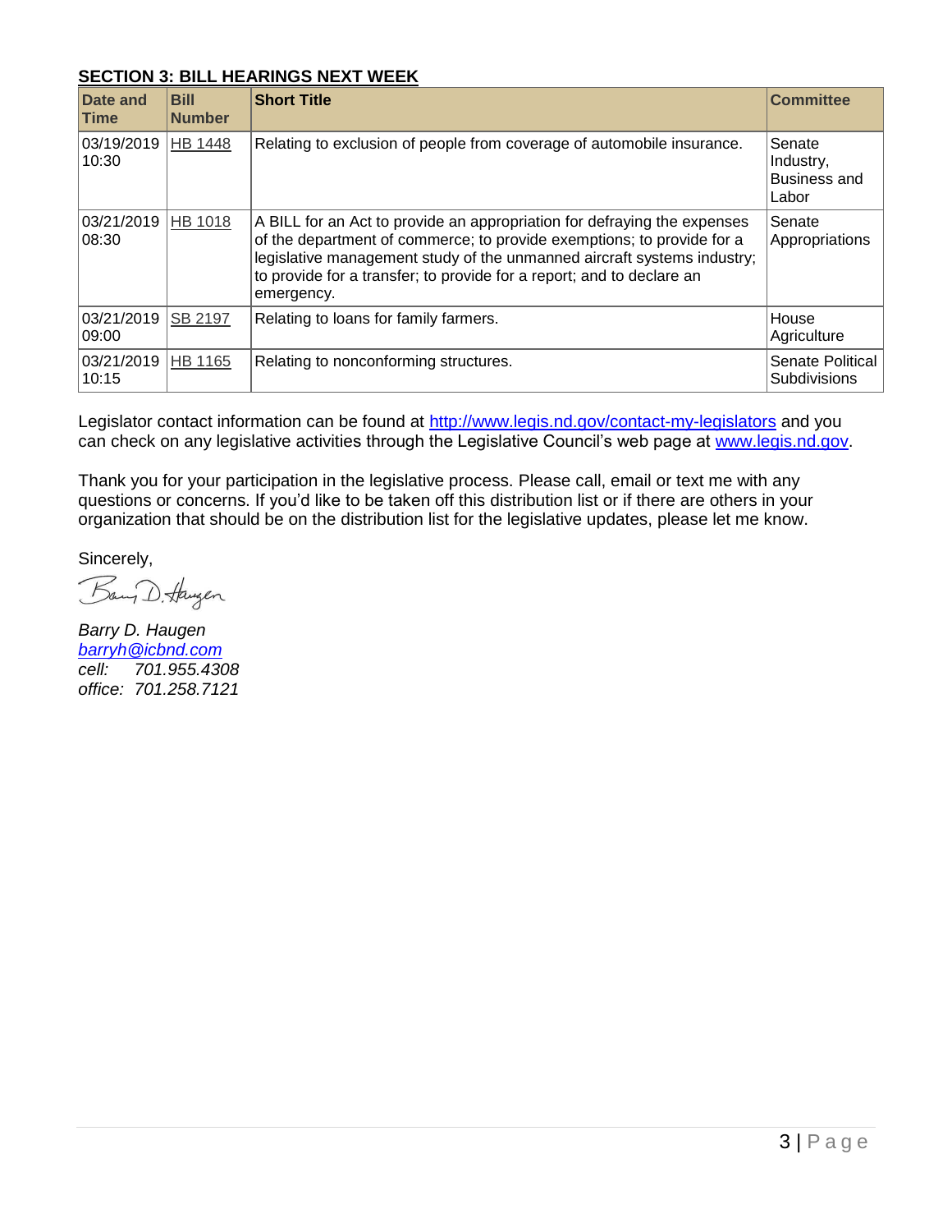## SECTION 3: BILL HEARINGS NEXT WEEK

| Date and Time | Bill Number | Short Title | Committee |
| --- | --- | --- | --- |
| 03/19/2019 10:30 | HB 1448 | Relating to exclusion of people from coverage of automobile insurance. | Senate Industry, Business and Labor |
| 03/21/2019 08:30 | HB 1018 | A BILL for an Act to provide an appropriation for defraying the expenses of the department of commerce; to provide exemptions; to provide for a legislative management study of the unmanned aircraft systems industry; to provide for a transfer; to provide for a report; and to declare an emergency. | Senate Appropriations |
| 03/21/2019 09:00 | SB 2197 | Relating to loans for family farmers. | House Agriculture |
| 03/21/2019 10:15 | HB 1165 | Relating to nonconforming structures. | Senate Political Subdivisions |

Legislator contact information can be found at http://www.legis.nd.gov/contact-my-legislators and you can check on any legislative activities through the Legislative Council's web page at www.legis.nd.gov.

Thank you for your participation in the legislative process. Please call, email or text me with any questions or concerns. If you'd like to be taken off this distribution list or if there are others in your organization that should be on the distribution list for the legislative updates, please let me know.

Sincerely,

*Barry D. Haugen*
*barryh@icbnd.com*
*cell: 701.955.4308*
*office: 701.258.7121*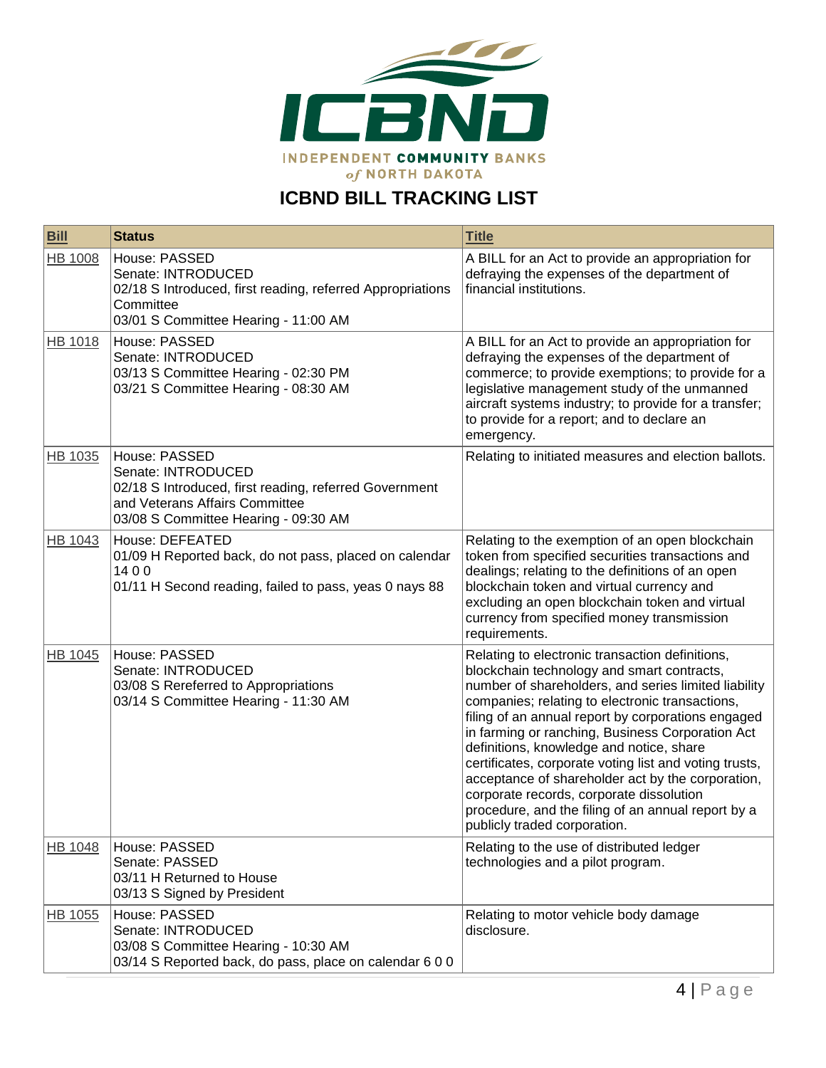INDEPENDENT COMMUNITY BANKS of NORTH DAKOTA

# ICBND BILL TRACKING LIST

| Bill | Status | Title |
|---|---|---|
| HB 1008 | House: PASSED<br>Senate: INTRODUCED<br>02/18 S Introduced, first reading, referred Appropriations Committee<br>03/01 S Committee Hearing - 11:00 AM | A BILL for an Act to provide an appropriation for defraying the expenses of the department of financial institutions. |
| HB 1018 | House: PASSED<br>Senate: INTRODUCED<br>03/13 S Committee Hearing - 02:30 PM<br>03/21 S Committee Hearing - 08:30 AM | A BILL for an Act to provide an appropriation for defraying the expenses of the department of commerce; to provide exemptions; to provide for a legislative management study of the unmanned aircraft systems industry; to provide for a transfer; to provide for a report; and to declare an emergency. |
| HB 1035 | House: PASSED<br>Senate: INTRODUCED<br>02/18 S Introduced, first reading, referred Government and Veterans Affairs Committee<br>03/08 S Committee Hearing - 09:30 AM | Relating to initiated measures and election ballots. |
| HB 1043 | House: DEFEATED<br>01/09 H Reported back, do not pass, placed on calendar 14 0 0<br>01/11 H Second reading, failed to pass, yeas 0 nays 88 | Relating to the exemption of an open blockchain token from specified securities transactions and dealings; relating to the definitions of an open blockchain token and virtual currency and excluding an open blockchain token and virtual currency from specified money transmission requirements. |
| HB 1045 | House: PASSED<br>Senate: INTRODUCED<br>03/08 S Rereferred to Appropriations<br>03/14 S Committee Hearing - 11:30 AM | Relating to electronic transaction definitions, blockchain technology and smart contracts, number of shareholders, and series limited liability companies; relating to electronic transactions, filing of an annual report by corporations engaged in farming or ranching, Business Corporation Act definitions, knowledge and notice, share certificates, corporate voting list and voting trusts, acceptance of shareholder act by the corporation, corporate records, corporate dissolution procedure, and the filing of an annual report by a publicly traded corporation. |
| HB 1048 | House: PASSED<br>Senate: PASSED<br>03/11 H Returned to House<br>03/13 S Signed by President | Relating to the use of distributed ledger technologies and a pilot program. |
| HB 1055 | House: PASSED<br>Senate: INTRODUCED<br>03/08 S Committee Hearing - 10:30 AM<br>03/14 S Reported back, do pass, place on calendar 6 0 0 | Relating to motor vehicle body damage disclosure. |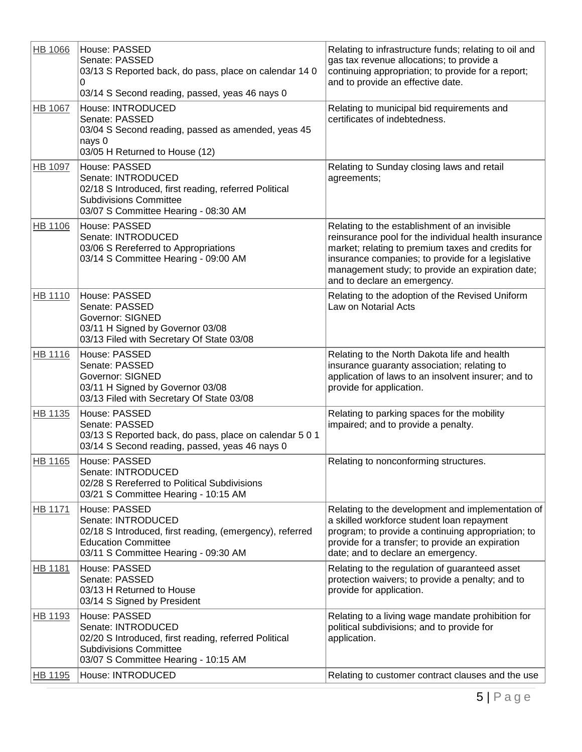| | | |
|---|---|---|
| HB 1066 | House: PASSED<br>Senate: PASSED<br>03/13 S Reported back, do pass, place on calendar 14 0 0<br>03/14 S Second reading, passed, yeas 46 nays 0 | Relating to infrastructure funds; relating to oil and gas tax revenue allocations; to provide a continuing appropriation; to provide for a report; and to provide an effective date. |
| HB 1067 | House: INTRODUCED<br>Senate: PASSED<br>03/04 S Second reading, passed as amended, yeas 45 nays 0<br>03/05 H Returned to House (12) | Relating to municipal bid requirements and certificates of indebtedness. |
| HB 1097 | House: PASSED<br>Senate: INTRODUCED<br>02/18 S Introduced, first reading, referred Political Subdivisions Committee<br>03/07 S Committee Hearing - 08:30 AM | Relating to Sunday closing laws and retail agreements; |
| HB 1106 | House: PASSED<br>Senate: INTRODUCED<br>03/06 S Rereferred to Appropriations<br>03/14 S Committee Hearing - 09:00 AM | Relating to the establishment of an invisible reinsurance pool for the individual health insurance market; relating to premium taxes and credits for insurance companies; to provide for a legislative management study; to provide an expiration date; and to declare an emergency. |
| HB 1110 | House: PASSED<br>Senate: PASSED<br>Governor: SIGNED<br>03/11 H Signed by Governor 03/08<br>03/13 Filed with Secretary Of State 03/08 | Relating to the adoption of the Revised Uniform Law on Notarial Acts |
| HB 1116 | House: PASSED<br>Senate: PASSED<br>Governor: SIGNED<br>03/11 H Signed by Governor 03/08<br>03/13 Filed with Secretary Of State 03/08 | Relating to the North Dakota life and health insurance guaranty association; relating to application of laws to an insolvent insurer; and to provide for application. |
| HB 1135 | House: PASSED<br>Senate: PASSED<br>03/13 S Reported back, do pass, place on calendar 5 0 1<br>03/14 S Second reading, passed, yeas 46 nays 0 | Relating to parking spaces for the mobility impaired; and to provide a penalty. |
| HB 1165 | House: PASSED<br>Senate: INTRODUCED<br>02/28 S Rereferred to Political Subdivisions<br>03/21 S Committee Hearing - 10:15 AM | Relating to nonconforming structures. |
| HB 1171 | House: PASSED<br>Senate: INTRODUCED<br>02/18 S Introduced, first reading, (emergency), referred Education Committee<br>03/11 S Committee Hearing - 09:30 AM | Relating to the development and implementation of a skilled workforce student loan repayment program; to provide a continuing appropriation; to provide for a transfer; to provide an expiration date; and to declare an emergency. |
| HB 1181 | House: PASSED<br>Senate: PASSED<br>03/13 H Returned to House<br>03/14 S Signed by President | Relating to the regulation of guaranteed asset protection waivers; to provide a penalty; and to provide for application. |
| HB 1193 | House: PASSED<br>Senate: INTRODUCED<br>02/20 S Introduced, first reading, referred Political Subdivisions Committee<br>03/07 S Committee Hearing - 10:15 AM | Relating to a living wage mandate prohibition for political subdivisions; and to provide for application. |
| HB 1195 | House: INTRODUCED | Relating to customer contract clauses and the use |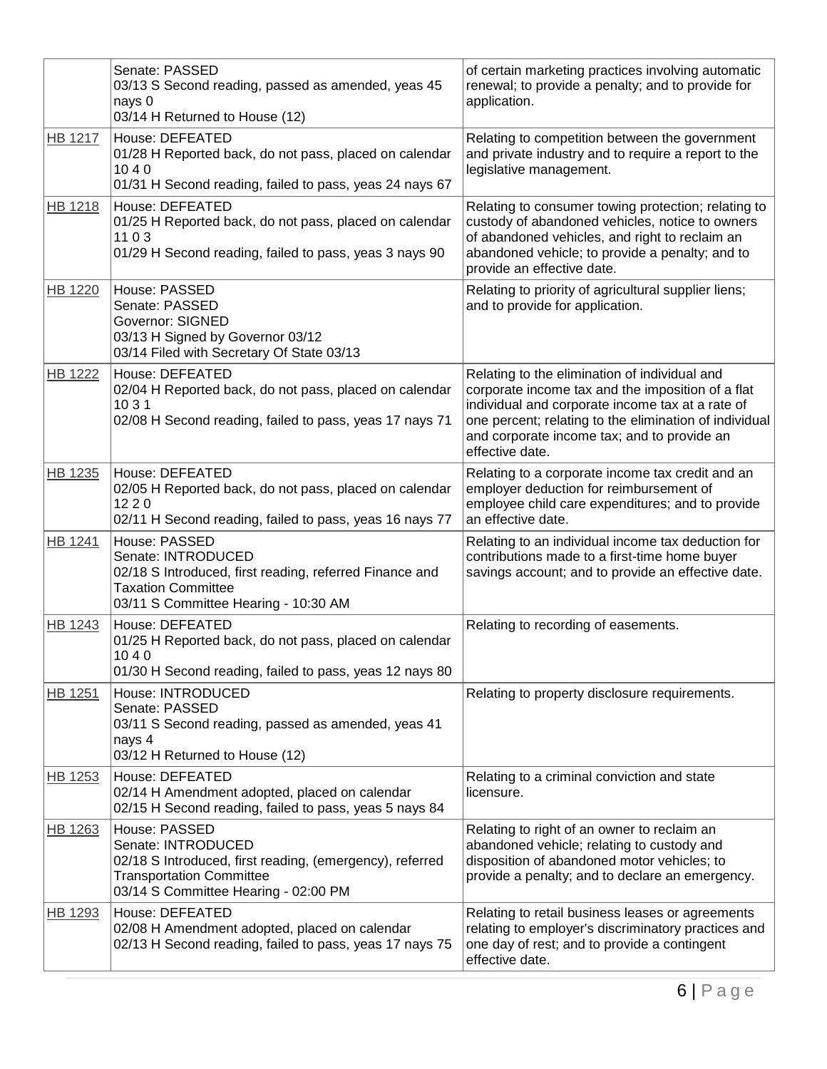| | | |
|---|---|---|
| | Senate: PASSED<br>03/13 S Second reading, passed as amended, yeas 45 nays 0<br>03/14 H Returned to House (12) | of certain marketing practices involving automatic renewal; to provide a penalty; and to provide for application. |
| HB 1217 | House: DEFEATED<br>01/28 H Reported back, do not pass, placed on calendar 10 4 0<br>01/31 H Second reading, failed to pass, yeas 24 nays 67 | Relating to competition between the government and private industry and to require a report to the legislative management. |
| HB 1218 | House: DEFEATED<br>01/25 H Reported back, do not pass, placed on calendar 11 0 3<br>01/29 H Second reading, failed to pass, yeas 3 nays 90 | Relating to consumer towing protection; relating to custody of abandoned vehicles, notice to owners of abandoned vehicles, and right to reclaim an abandoned vehicle; to provide a penalty; and to provide an effective date. |
| HB 1220 | House: PASSED<br>Senate: PASSED<br>Governor: SIGNED<br>03/13 H Signed by Governor 03/12<br>03/14 Filed with Secretary Of State 03/13 | Relating to priority of agricultural supplier liens; and to provide for application. |
| HB 1222 | House: DEFEATED<br>02/04 H Reported back, do not pass, placed on calendar 10 3 1<br>02/08 H Second reading, failed to pass, yeas 17 nays 71 | Relating to the elimination of individual and corporate income tax and the imposition of a flat individual and corporate income tax at a rate of one percent; relating to the elimination of individual and corporate income tax; and to provide an effective date. |
| HB 1235 | House: DEFEATED<br>02/05 H Reported back, do not pass, placed on calendar 12 2 0<br>02/11 H Second reading, failed to pass, yeas 16 nays 77 | Relating to a corporate income tax credit and an employer deduction for reimbursement of employee child care expenditures; and to provide an effective date. |
| HB 1241 | House: PASSED<br>Senate: INTRODUCED<br>02/18 S Introduced, first reading, referred Finance and Taxation Committee<br>03/11 S Committee Hearing - 10:30 AM | Relating to an individual income tax deduction for contributions made to a first-time home buyer savings account; and to provide an effective date. |
| HB 1243 | House: DEFEATED<br>01/25 H Reported back, do not pass, placed on calendar 10 4 0<br>01/30 H Second reading, failed to pass, yeas 12 nays 80 | Relating to recording of easements. |
| HB 1251 | House: INTRODUCED<br>Senate: PASSED<br>03/11 S Second reading, passed as amended, yeas 41 nays 4<br>03/12 H Returned to House (12) | Relating to property disclosure requirements. |
| HB 1253 | House: DEFEATED<br>02/14 H Amendment adopted, placed on calendar<br>02/15 H Second reading, failed to pass, yeas 5 nays 84 | Relating to a criminal conviction and state licensure. |
| HB 1263 | House: PASSED<br>Senate: INTRODUCED<br>02/18 S Introduced, first reading, (emergency), referred Transportation Committee<br>03/14 S Committee Hearing - 02:00 PM | Relating to right of an owner to reclaim an abandoned vehicle; relating to custody and disposition of abandoned motor vehicles; to provide a penalty; and to declare an emergency. |
| HB 1293 | House: DEFEATED<br>02/08 H Amendment adopted, placed on calendar<br>02/13 H Second reading, failed to pass, yeas 17 nays 75 | Relating to retail business leases or agreements relating to employer's discriminatory practices and one day of rest; and to provide a contingent effective date. |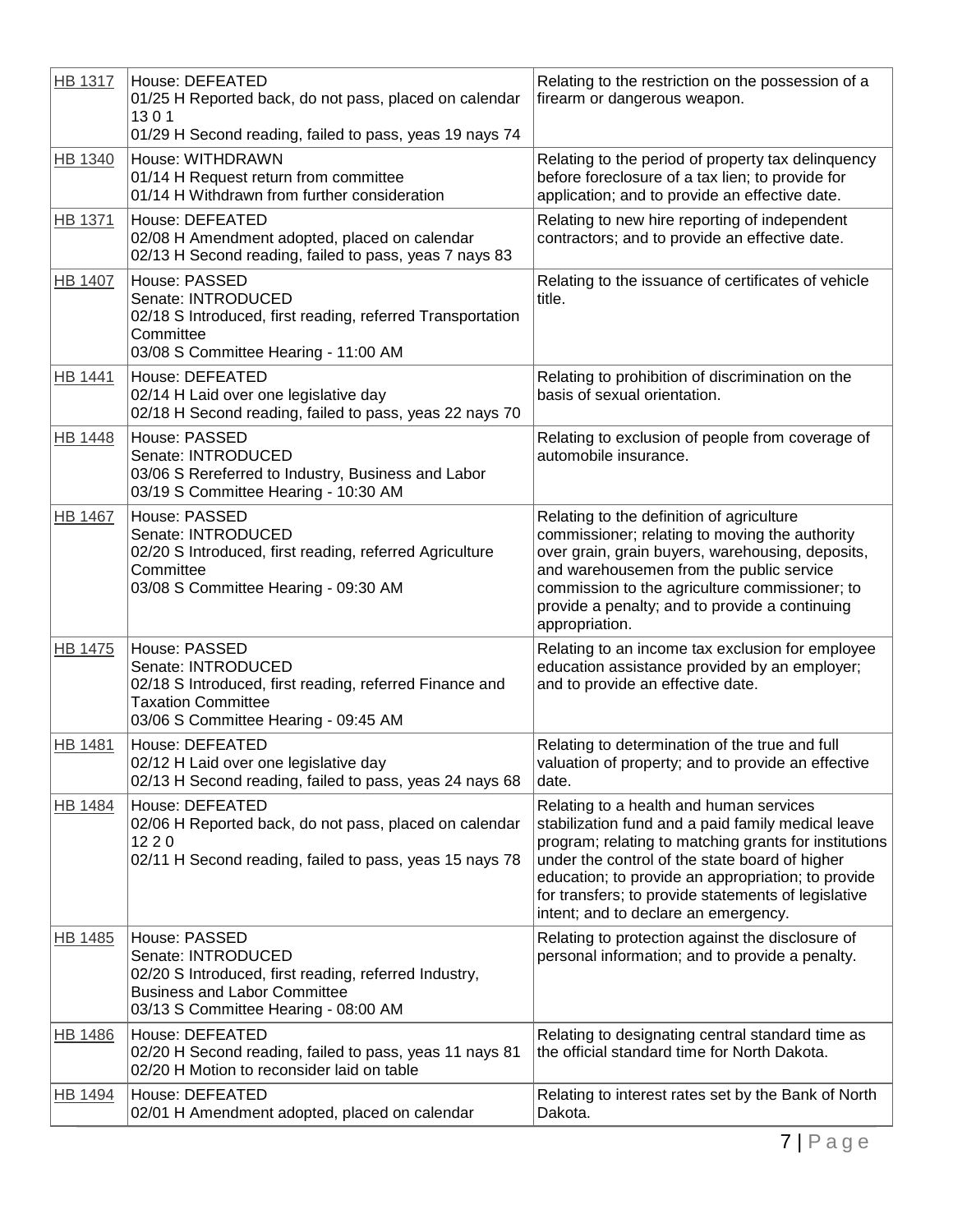| | | |
|---|---|---|
| HB 1317 | House: DEFEATED<br>01/25 H Reported back, do not pass, placed on calendar 13 0 1<br>01/29 H Second reading, failed to pass, yeas 19 nays 74 | Relating to the restriction on the possession of a firearm or dangerous weapon. |
| HB 1340 | House: WITHDRAWN<br>01/14 H Request return from committee<br>01/14 H Withdrawn from further consideration | Relating to the period of property tax delinquency before foreclosure of a tax lien; to provide for application; and to provide an effective date. |
| HB 1371 | House: DEFEATED<br>02/08 H Amendment adopted, placed on calendar<br>02/13 H Second reading, failed to pass, yeas 7 nays 83 | Relating to new hire reporting of independent contractors; and to provide an effective date. |
| HB 1407 | House: PASSED<br>Senate: INTRODUCED<br>02/18 S Introduced, first reading, referred Transportation Committee<br>03/08 S Committee Hearing - 11:00 AM | Relating to the issuance of certificates of vehicle title. |
| HB 1441 | House: DEFEATED<br>02/14 H Laid over one legislative day<br>02/18 H Second reading, failed to pass, yeas 22 nays 70 | Relating to prohibition of discrimination on the basis of sexual orientation. |
| HB 1448 | House: PASSED<br>Senate: INTRODUCED<br>03/06 S Rereferred to Industry, Business and Labor<br>03/19 S Committee Hearing - 10:30 AM | Relating to exclusion of people from coverage of automobile insurance. |
| HB 1467 | House: PASSED<br>Senate: INTRODUCED<br>02/20 S Introduced, first reading, referred Agriculture Committee<br>03/08 S Committee Hearing - 09:30 AM | Relating to the definition of agriculture commissioner; relating to moving the authority over grain, grain buyers, warehousing, deposits, and warehousemen from the public service commission to the agriculture commissioner; to provide a penalty; and to provide a continuing appropriation. |
| HB 1475 | House: PASSED<br>Senate: INTRODUCED<br>02/18 S Introduced, first reading, referred Finance and Taxation Committee<br>03/06 S Committee Hearing - 09:45 AM | Relating to an income tax exclusion for employee education assistance provided by an employer; and to provide an effective date. |
| HB 1481 | House: DEFEATED<br>02/12 H Laid over one legislative day<br>02/13 H Second reading, failed to pass, yeas 24 nays 68 | Relating to determination of the true and full valuation of property; and to provide an effective date. |
| HB 1484 | House: DEFEATED<br>02/06 H Reported back, do not pass, placed on calendar 12 2 0<br>02/11 H Second reading, failed to pass, yeas 15 nays 78 | Relating to a health and human services stabilization fund and a paid family medical leave program; relating to matching grants for institutions under the control of the state board of higher education; to provide an appropriation; to provide for transfers; to provide statements of legislative intent; and to declare an emergency. |
| HB 1485 | House: PASSED<br>Senate: INTRODUCED<br>02/20 S Introduced, first reading, referred Industry, Business and Labor Committee<br>03/13 S Committee Hearing - 08:00 AM | Relating to protection against the disclosure of personal information; and to provide a penalty. |
| HB 1486 | House: DEFEATED<br>02/20 H Second reading, failed to pass, yeas 11 nays 81<br>02/20 H Motion to reconsider laid on table | Relating to designating central standard time as the official standard time for North Dakota. |
| HB 1494 | House: DEFEATED<br>02/01 H Amendment adopted, placed on calendar | Relating to interest rates set by the Bank of North Dakota. |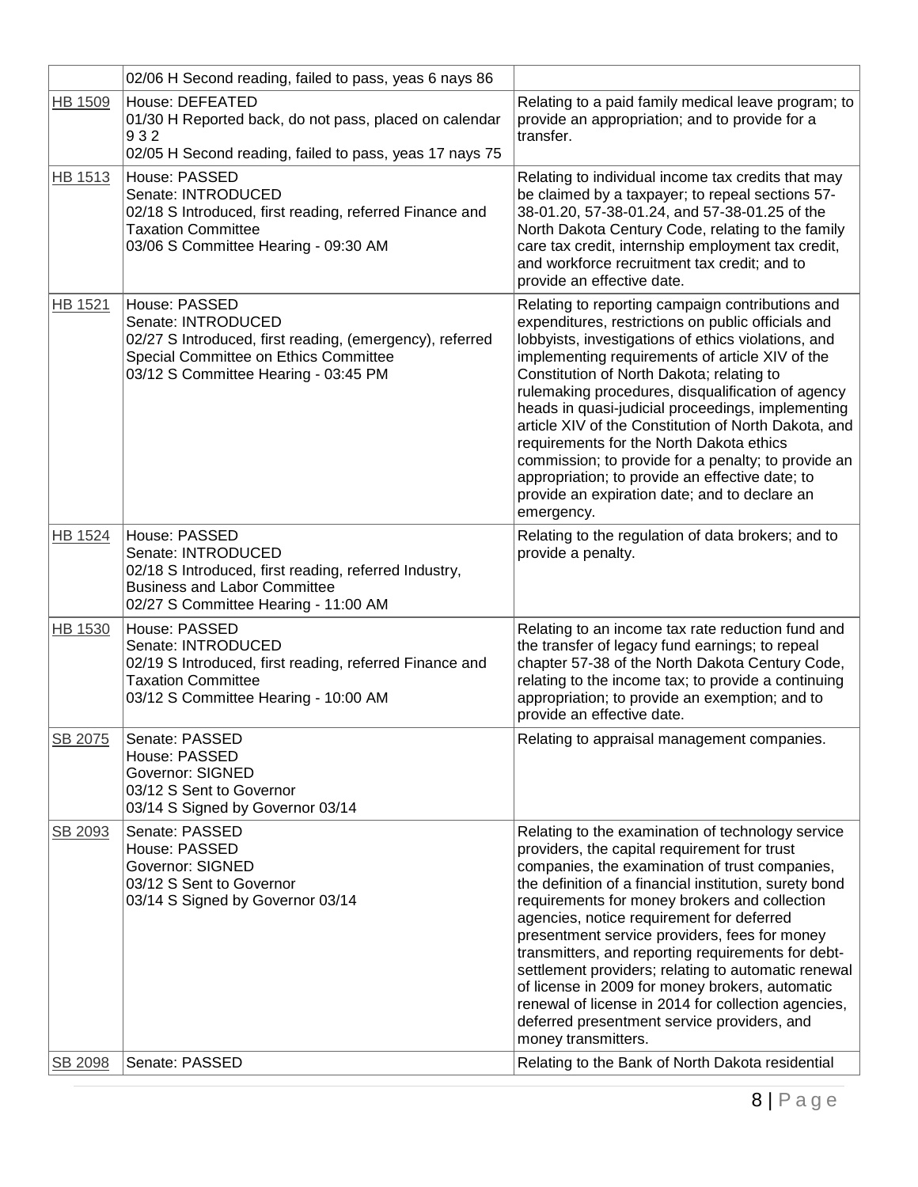| | | |
|---|---|---|
| | 02/06 H Second reading, failed to pass, yeas 6 nays 86 | |
| HB 1509 | House: DEFEATED<br>01/30 H Reported back, do not pass, placed on calendar 9 3 2<br>02/05 H Second reading, failed to pass, yeas 17 nays 75 | Relating to a paid family medical leave program; to provide an appropriation; and to provide for a transfer. |
| HB 1513 | House: PASSED<br>Senate: INTRODUCED<br>02/18 S Introduced, first reading, referred Finance and Taxation Committee<br>03/06 S Committee Hearing - 09:30 AM | Relating to individual income tax credits that may be claimed by a taxpayer; to repeal sections 57-38-01.20, 57-38-01.24, and 57-38-01.25 of the North Dakota Century Code, relating to the family care tax credit, internship employment tax credit, and workforce recruitment tax credit; and to provide an effective date. |
| HB 1521 | House: PASSED<br>Senate: INTRODUCED<br>02/27 S Introduced, first reading, (emergency), referred Special Committee on Ethics Committee<br>03/12 S Committee Hearing - 03:45 PM | Relating to reporting campaign contributions and expenditures, restrictions on public officials and lobbyists, investigations of ethics violations, and implementing requirements of article XIV of the Constitution of North Dakota; relating to rulemaking procedures, disqualification of agency heads in quasi-judicial proceedings, implementing article XIV of the Constitution of North Dakota, and requirements for the North Dakota ethics commission; to provide for a penalty; to provide an appropriation; to provide an effective date; to provide an expiration date; and to declare an emergency. |
| HB 1524 | House: PASSED<br>Senate: INTRODUCED<br>02/18 S Introduced, first reading, referred Industry, Business and Labor Committee<br>02/27 S Committee Hearing - 11:00 AM | Relating to the regulation of data brokers; and to provide a penalty. |
| HB 1530 | House: PASSED<br>Senate: INTRODUCED<br>02/19 S Introduced, first reading, referred Finance and Taxation Committee<br>03/12 S Committee Hearing - 10:00 AM | Relating to an income tax rate reduction fund and the transfer of legacy fund earnings; to repeal chapter 57-38 of the North Dakota Century Code, relating to the income tax; to provide a continuing appropriation; to provide an exemption; and to provide an effective date. |
| SB 2075 | Senate: PASSED<br>House: PASSED<br>Governor: SIGNED<br>03/12 S Sent to Governor<br>03/14 S Signed by Governor 03/14 | Relating to appraisal management companies. |
| SB 2093 | Senate: PASSED<br>House: PASSED<br>Governor: SIGNED<br>03/12 S Sent to Governor<br>03/14 S Signed by Governor 03/14 | Relating to the examination of technology service providers, the capital requirement for trust companies, the examination of trust companies, the definition of a financial institution, surety bond requirements for money brokers and collection agencies, notice requirement for deferred presentment service providers, fees for money transmitters, and reporting requirements for debt-settlement providers; relating to automatic renewal of license in 2009 for money brokers, automatic renewal of license in 2014 for collection agencies, deferred presentment service providers, and money transmitters. |
| SB 2098 | Senate: PASSED | Relating to the Bank of North Dakota residential |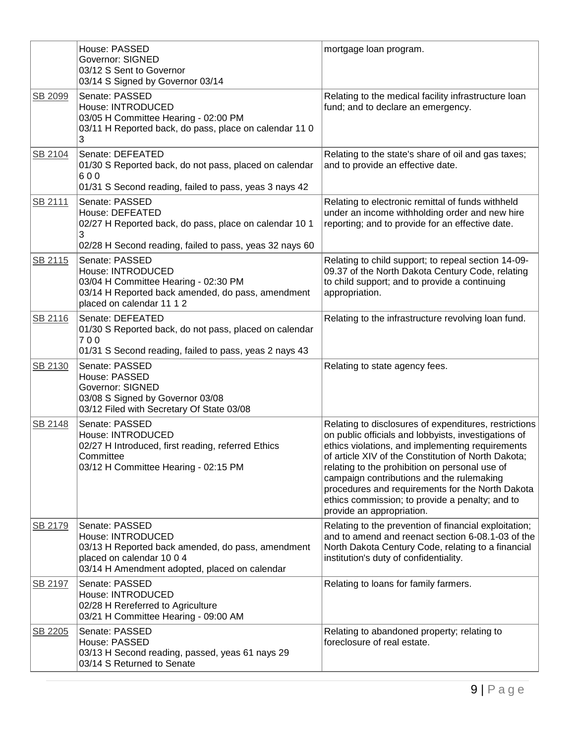| | | |
|---|---|---|
| | House: PASSED<br>Governor: SIGNED<br>03/12 S Sent to Governor<br>03/14 S Signed by Governor 03/14 | mortgage loan program. |
| SB 2099 | Senate: PASSED<br>House: INTRODUCED<br>03/05 H Committee Hearing - 02:00 PM<br>03/11 H Reported back, do pass, place on calendar 11 0 3 | Relating to the medical facility infrastructure loan fund; and to declare an emergency. |
| SB 2104 | Senate: DEFEATED<br>01/30 S Reported back, do not pass, placed on calendar 6 0 0<br>01/31 S Second reading, failed to pass, yeas 3 nays 42 | Relating to the state's share of oil and gas taxes; and to provide an effective date. |
| SB 2111 | Senate: PASSED<br>House: DEFEATED<br>02/27 H Reported back, do pass, place on calendar 10 1 3<br>02/28 H Second reading, failed to pass, yeas 32 nays 60 | Relating to electronic remittal of funds withheld under an income withholding order and new hire reporting; and to provide for an effective date. |
| SB 2115 | Senate: PASSED<br>House: INTRODUCED<br>03/04 H Committee Hearing - 02:30 PM<br>03/14 H Reported back amended, do pass, amendment placed on calendar 11 1 2 | Relating to child support; to repeal section 14-09-09.37 of the North Dakota Century Code, relating to child support; and to provide a continuing appropriation. |
| SB 2116 | Senate: DEFEATED<br>01/30 S Reported back, do not pass, placed on calendar 7 0 0<br>01/31 S Second reading, failed to pass, yeas 2 nays 43 | Relating to the infrastructure revolving loan fund. |
| SB 2130 | Senate: PASSED<br>House: PASSED<br>Governor: SIGNED<br>03/08 S Signed by Governor 03/08<br>03/12 Filed with Secretary Of State 03/08 | Relating to state agency fees. |
| SB 2148 | Senate: PASSED<br>House: INTRODUCED<br>02/27 H Introduced, first reading, referred Ethics Committee<br>03/12 H Committee Hearing - 02:15 PM | Relating to disclosures of expenditures, restrictions on public officials and lobbyists, investigations of ethics violations, and implementing requirements of article XIV of the Constitution of North Dakota; relating to the prohibition on personal use of campaign contributions and the rulemaking procedures and requirements for the North Dakota ethics commission; to provide a penalty; and to provide an appropriation. |
| SB 2179 | Senate: PASSED<br>House: INTRODUCED<br>03/13 H Reported back amended, do pass, amendment placed on calendar 10 0 4<br>03/14 H Amendment adopted, placed on calendar | Relating to the prevention of financial exploitation; and to amend and reenact section 6-08.1-03 of the North Dakota Century Code, relating to a financial institution's duty of confidentiality. |
| SB 2197 | Senate: PASSED<br>House: INTRODUCED<br>02/28 H Rereferred to Agriculture<br>03/21 H Committee Hearing - 09:00 AM | Relating to loans for family farmers. |
| SB 2205 | Senate: PASSED<br>House: PASSED<br>03/13 H Second reading, passed, yeas 61 nays 29<br>03/14 S Returned to Senate | Relating to abandoned property; relating to foreclosure of real estate. |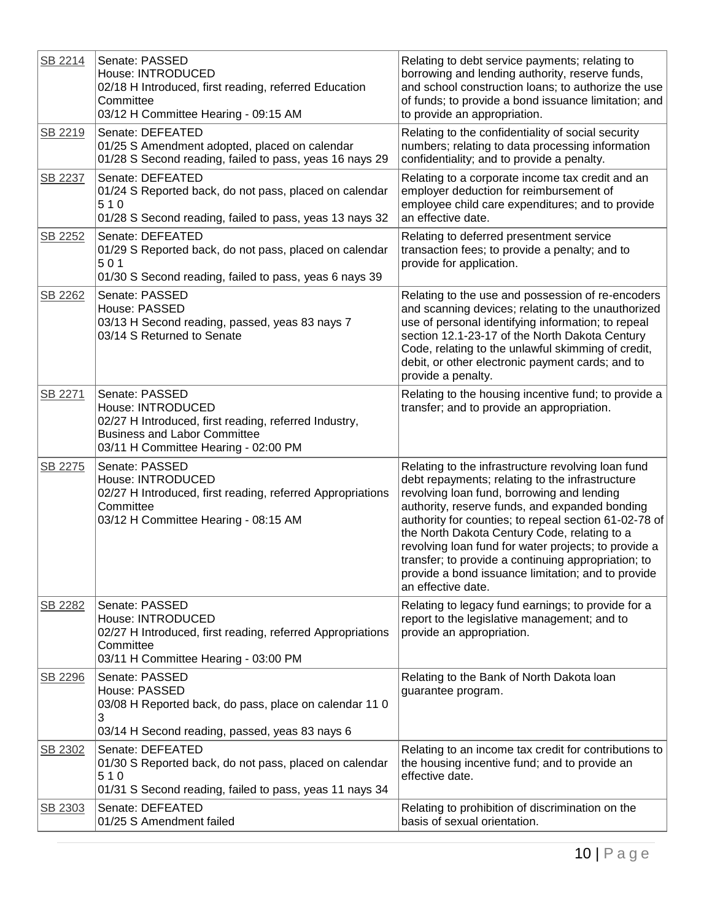| SB 2214 | Senate: PASSED<br>House: INTRODUCED<br>02/18 H Introduced, first reading, referred Education Committee<br>03/12 H Committee Hearing - 09:15 AM | Relating to debt service payments; relating to borrowing and lending authority, reserve funds, and school construction loans; to authorize the use of funds; to provide a bond issuance limitation; and to provide an appropriation. |
|---|---|---|
| SB 2219 | Senate: DEFEATED<br>01/25 S Amendment adopted, placed on calendar<br>01/28 S Second reading, failed to pass, yeas 16 nays 29 | Relating to the confidentiality of social security numbers; relating to data processing information confidentiality; and to provide a penalty. |
| SB 2237 | Senate: DEFEATED<br>01/24 S Reported back, do not pass, placed on calendar 5 1 0<br>01/28 S Second reading, failed to pass, yeas 13 nays 32 | Relating to a corporate income tax credit and an employer deduction for reimbursement of employee child care expenditures; and to provide an effective date. |
| SB 2252 | Senate: DEFEATED<br>01/29 S Reported back, do not pass, placed on calendar 5 0 1<br>01/30 S Second reading, failed to pass, yeas 6 nays 39 | Relating to deferred presentment service transaction fees; to provide a penalty; and to provide for application. |
| SB 2262 | Senate: PASSED<br>House: PASSED<br>03/13 H Second reading, passed, yeas 83 nays 7<br>03/14 S Returned to Senate | Relating to the use and possession of re-encoders and scanning devices; relating to the unauthorized use of personal identifying information; to repeal section 12.1-23-17 of the North Dakota Century Code, relating to the unlawful skimming of credit, debit, or other electronic payment cards; and to provide a penalty. |
| SB 2271 | Senate: PASSED<br>House: INTRODUCED<br>02/27 H Introduced, first reading, referred Industry, Business and Labor Committee<br>03/11 H Committee Hearing - 02:00 PM | Relating to the housing incentive fund; to provide a transfer; and to provide an appropriation. |
| SB 2275 | Senate: PASSED<br>House: INTRODUCED<br>02/27 H Introduced, first reading, referred Appropriations Committee<br>03/12 H Committee Hearing - 08:15 AM | Relating to the infrastructure revolving loan fund debt repayments; relating to the infrastructure revolving loan fund, borrowing and lending authority, reserve funds, and expanded bonding authority for counties; to repeal section 61-02-78 of the North Dakota Century Code, relating to a revolving loan fund for water projects; to provide a transfer; to provide a continuing appropriation; to provide a bond issuance limitation; and to provide an effective date. |
| SB 2282 | Senate: PASSED<br>House: INTRODUCED<br>02/27 H Introduced, first reading, referred Appropriations Committee<br>03/11 H Committee Hearing - 03:00 PM | Relating to legacy fund earnings; to provide for a report to the legislative management; and to provide an appropriation. |
| SB 2296 | Senate: PASSED<br>House: PASSED<br>03/08 H Reported back, do pass, place on calendar 11 0 3<br>03/14 H Second reading, passed, yeas 83 nays 6 | Relating to the Bank of North Dakota loan guarantee program. |
| SB 2302 | Senate: DEFEATED<br>01/30 S Reported back, do not pass, placed on calendar 5 1 0<br>01/31 S Second reading, failed to pass, yeas 11 nays 34 | Relating to an income tax credit for contributions to the housing incentive fund; and to provide an effective date. |
| SB 2303 | Senate: DEFEATED<br>01/25 S Amendment failed | Relating to prohibition of discrimination on the basis of sexual orientation. |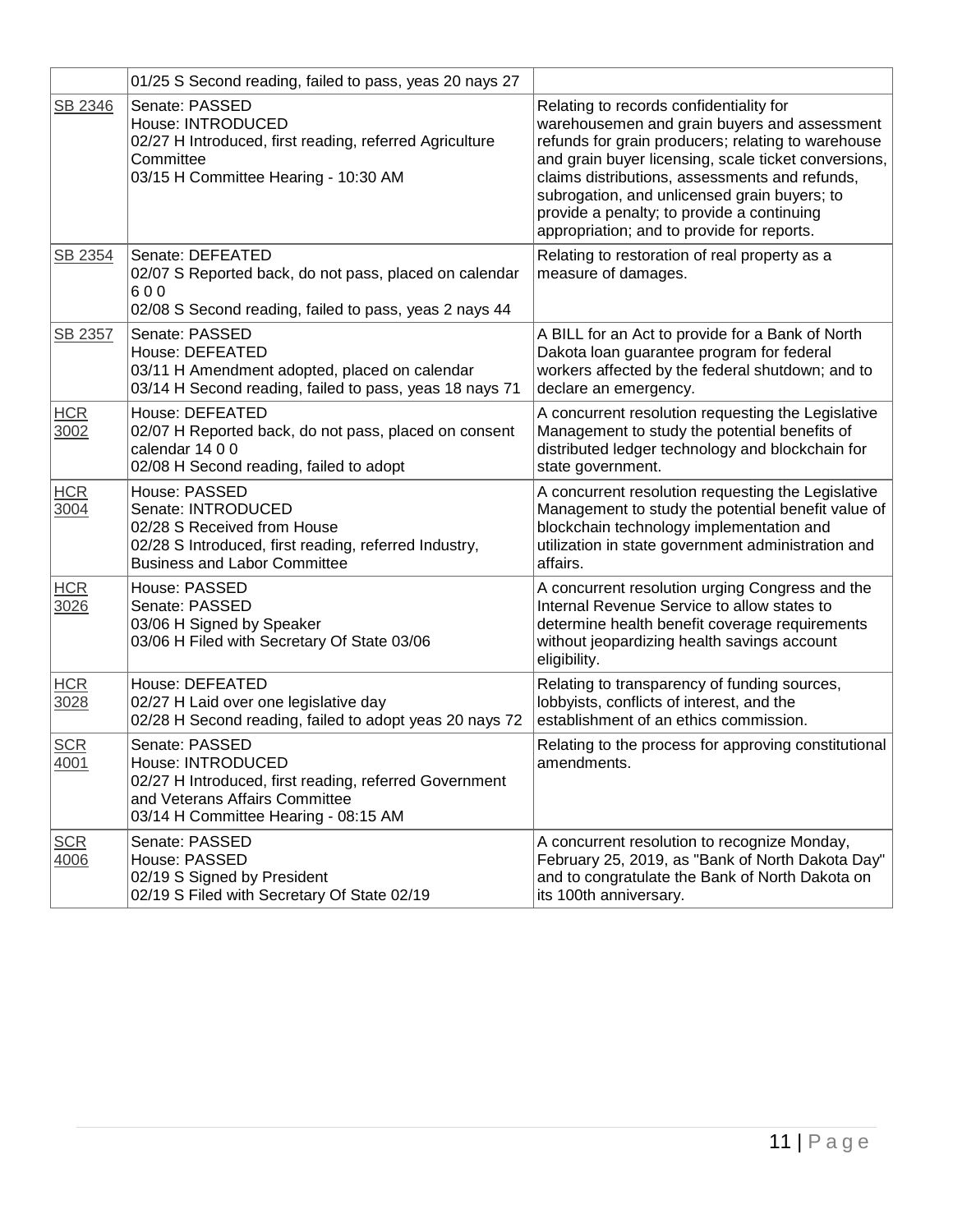| | | |
|---|---|---|
| | 01/25 S Second reading, failed to pass, yeas 20 nays 27 | |
| SB 2346 | Senate: PASSED<br>House: INTRODUCED<br>02/27 H Introduced, first reading, referred Agriculture Committee<br>03/15 H Committee Hearing - 10:30 AM | Relating to records confidentiality for warehousemen and grain buyers and assessment refunds for grain producers; relating to warehouse and grain buyer licensing, scale ticket conversions, claims distributions, assessments and refunds, subrogation, and unlicensed grain buyers; to provide a penalty; to provide a continuing appropriation; and to provide for reports. |
| SB 2354 | Senate: DEFEATED<br>02/07 S Reported back, do not pass, placed on calendar 6 0 0<br>02/08 S Second reading, failed to pass, yeas 2 nays 44 | Relating to restoration of real property as a measure of damages. |
| SB 2357 | Senate: PASSED<br>House: DEFEATED<br>03/11 H Amendment adopted, placed on calendar<br>03/14 H Second reading, failed to pass, yeas 18 nays 71 | A BILL for an Act to provide for a Bank of North Dakota loan guarantee program for federal workers affected by the federal shutdown; and to declare an emergency. |
| HCR 3002 | House: DEFEATED<br>02/07 H Reported back, do not pass, placed on consent calendar 14 0 0<br>02/08 H Second reading, failed to adopt | A concurrent resolution requesting the Legislative Management to study the potential benefits of distributed ledger technology and blockchain for state government. |
| HCR 3004 | House: PASSED<br>Senate: INTRODUCED<br>02/28 S Received from House<br>02/28 S Introduced, first reading, referred Industry, Business and Labor Committee | A concurrent resolution requesting the Legislative Management to study the potential benefit value of blockchain technology implementation and utilization in state government administration and affairs. |
| HCR 3026 | House: PASSED<br>Senate: PASSED<br>03/06 H Signed by Speaker<br>03/06 H Filed with Secretary Of State 03/06 | A concurrent resolution urging Congress and the Internal Revenue Service to allow states to determine health benefit coverage requirements without jeopardizing health savings account eligibility. |
| HCR 3028 | House: DEFEATED<br>02/27 H Laid over one legislative day<br>02/28 H Second reading, failed to adopt yeas 20 nays 72 | Relating to transparency of funding sources, lobbyists, conflicts of interest, and the establishment of an ethics commission. |
| SCR 4001 | Senate: PASSED<br>House: INTRODUCED<br>02/27 H Introduced, first reading, referred Government and Veterans Affairs Committee<br>03/14 H Committee Hearing - 08:15 AM | Relating to the process for approving constitutional amendments. |
| SCR 4006 | Senate: PASSED<br>House: PASSED<br>02/19 S Signed by President<br>02/19 S Filed with Secretary Of State 02/19 | A concurrent resolution to recognize Monday, February 25, 2019, as "Bank of North Dakota Day" and to congratulate the Bank of North Dakota on its 100th anniversary. |